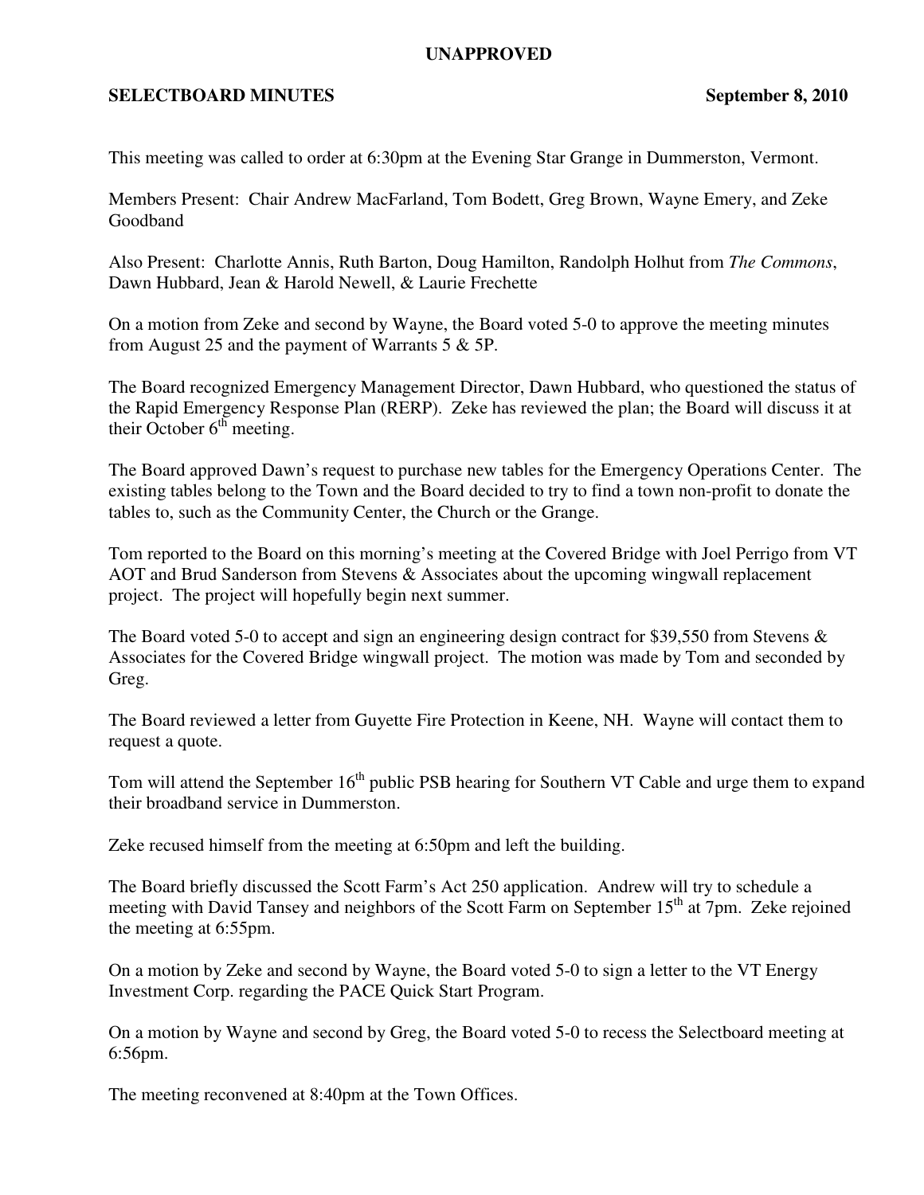**UNAPPROVED**

**SELECTBOARD MINUTES** **September 8, 2010**

This meeting was called to order at 6:30pm at the Evening Star Grange in Dummerston, Vermont.

Members Present: Chair Andrew MacFarland, Tom Bodett, Greg Brown, Wayne Emery, and Zeke Goodband

Also Present: Charlotte Annis, Ruth Barton, Doug Hamilton, Randolph Holhut from *The Commons*, Dawn Hubbard, Jean & Harold Newell, & Laurie Frechette

On a motion from Zeke and second by Wayne, the Board voted 5-0 to approve the meeting minutes from August 25 and the payment of Warrants 5 & 5P.

The Board recognized Emergency Management Director, Dawn Hubbard, who questioned the status of the Rapid Emergency Response Plan (RERP). Zeke has reviewed the plan; the Board will discuss it at their October 6th meeting.

The Board approved Dawn's request to purchase new tables for the Emergency Operations Center. The existing tables belong to the Town and the Board decided to try to find a town non-profit to donate the tables to, such as the Community Center, the Church or the Grange.

Tom reported to the Board on this morning's meeting at the Covered Bridge with Joel Perrigo from VT AOT and Brud Sanderson from Stevens & Associates about the upcoming wingwall replacement project. The project will hopefully begin next summer.

The Board voted 5-0 to accept and sign an engineering design contract for $39,550 from Stevens & Associates for the Covered Bridge wingwall project. The motion was made by Tom and seconded by Greg.

The Board reviewed a letter from Guyette Fire Protection in Keene, NH. Wayne will contact them to request a quote.

Tom will attend the September 16th public PSB hearing for Southern VT Cable and urge them to expand their broadband service in Dummerston.

Zeke recused himself from the meeting at 6:50pm and left the building.

The Board briefly discussed the Scott Farm's Act 250 application. Andrew will try to schedule a meeting with David Tansey and neighbors of the Scott Farm on September 15th at 7pm. Zeke rejoined the meeting at 6:55pm.

On a motion by Zeke and second by Wayne, the Board voted 5-0 to sign a letter to the VT Energy Investment Corp. regarding the PACE Quick Start Program.

On a motion by Wayne and second by Greg, the Board voted 5-0 to recess the Selectboard meeting at 6:56pm.

The meeting reconvened at 8:40pm at the Town Offices.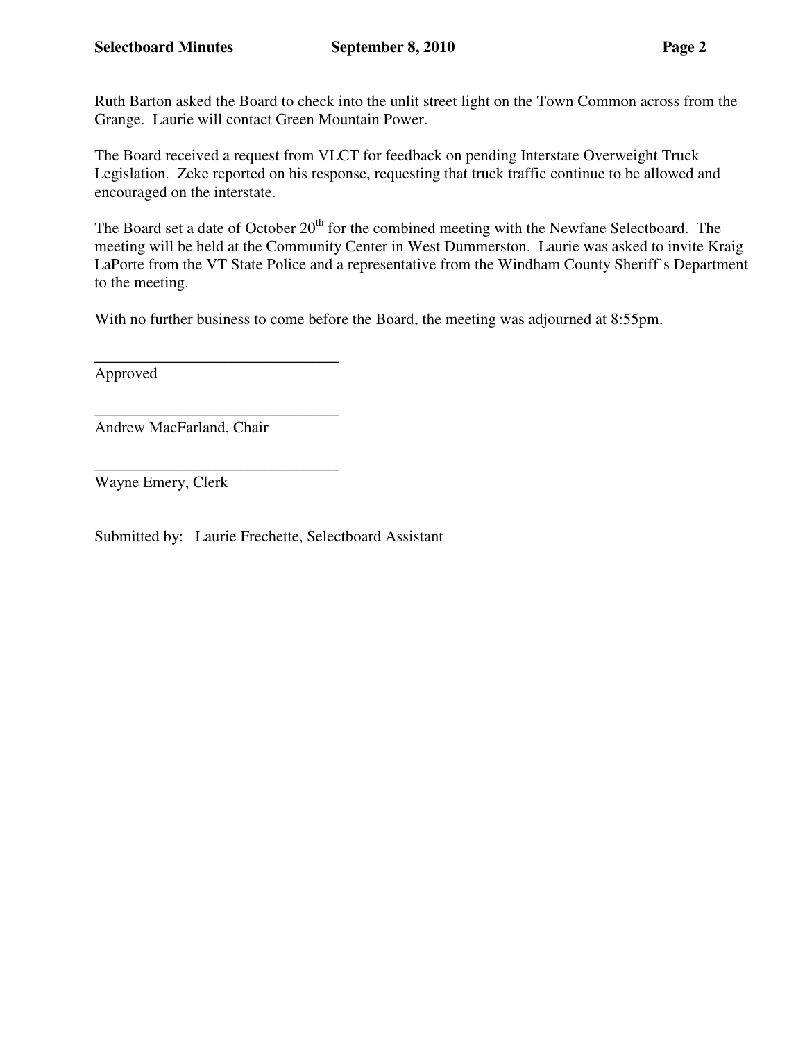Ruth Barton asked the Board to check into the unlit street light on the Town Common across from the Grange. Laurie will contact Green Mountain Power.

The Board received a request from VLCT for feedback on pending Interstate Overweight Truck Legislation. Zeke reported on his response, requesting that truck traffic continue to be allowed and encouraged on the interstate.

The Board set a date of October 20th for the combined meeting with the Newfane Selectboard. The meeting will be held at the Community Center in West Dummerston. Laurie was asked to invite Kraig LaPorte from the VT State Police and a representative from the Windham County Sheriff's Department to the meeting.

With no further business to come before the Board, the meeting was adjourned at 8:55pm.

\_\_\_\_\_\_\_\_\_\_\_\_\_\_\_\_\_\_\_\_\_\_\_\_\_\_\_\_\_\_\_
Approved

\_\_\_\_\_\_\_\_\_\_\_\_\_\_\_\_\_\_\_\_\_\_\_\_\_\_\_\_\_\_\_
Andrew MacFarland, Chair

\_\_\_\_\_\_\_\_\_\_\_\_\_\_\_\_\_\_\_\_\_\_\_\_\_\_\_\_\_\_\_
Wayne Emery, Clerk

Submitted by: Laurie Frechette, Selectboard Assistant